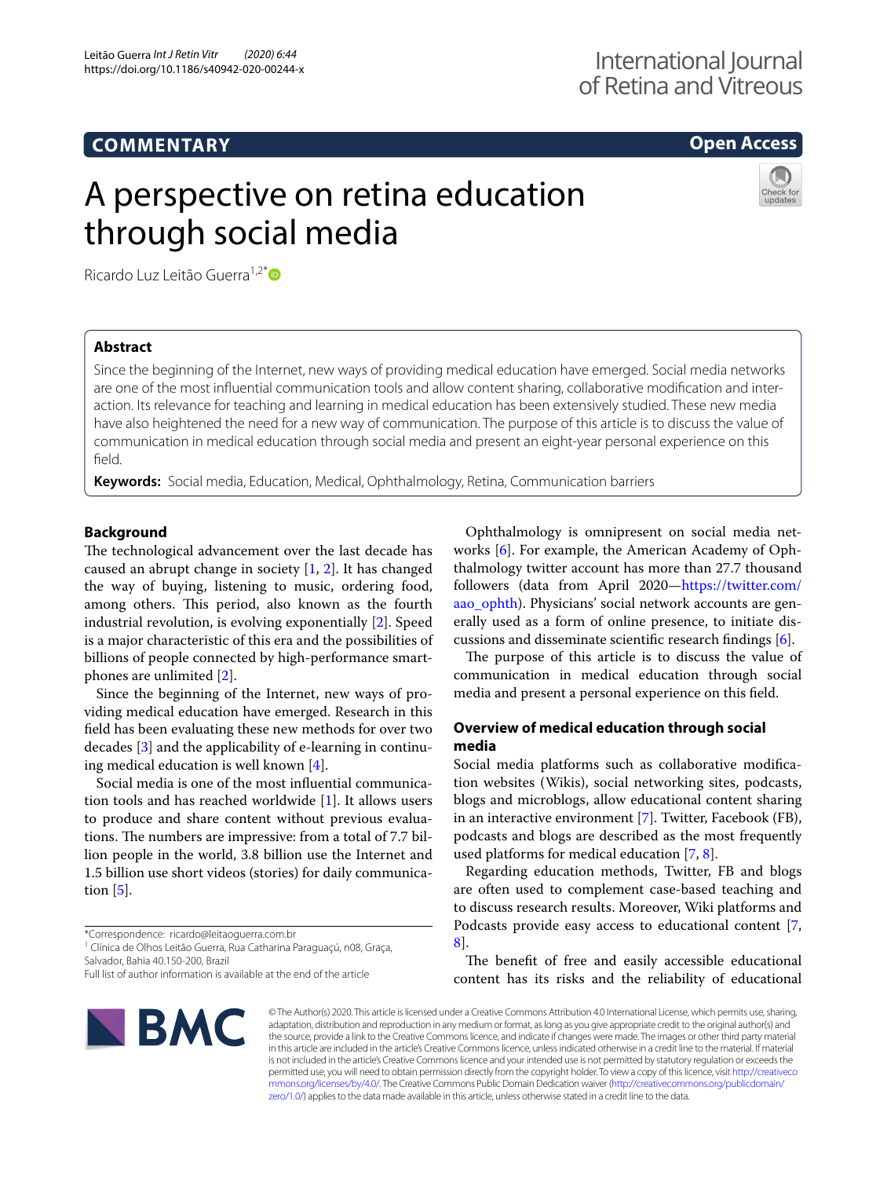COMMENTARY

Open Access

# A perspective on retina education through social media

Ricardo Luz Leitão Guerra[1,2*]

## Abstract

Since the beginning of the Internet, new ways of providing medical education have emerged. Social media networks are one of the most influential communication tools and allow content sharing, collaborative modification and interaction. Its relevance for teaching and learning in medical education has been extensively studied. These new media have also heightened the need for a new way of communication. The purpose of this article is to discuss the value of communication in medical education through social media and present an eight-year personal experience on this field.

**Keywords:** Social media, Education, Medical, Ophthalmology, Retina, Communication barriers

## Background

The technological advancement over the last decade has caused an abrupt change in society [1, 2]. It has changed the way of buying, listening to music, ordering food, among others. This period, also known as the fourth industrial revolution, is evolving exponentially [2]. Speed is a major characteristic of this era and the possibilities of billions of people connected by high-performance smartphones are unlimited [2].

Since the beginning of the Internet, new ways of providing medical education have emerged. Research in this field has been evaluating these new methods for over two decades [3] and the applicability of e-learning in continuing medical education is well known [4].

Social media is one of the most influential communication tools and has reached worldwide [1]. It allows users to produce and share content without previous evaluations. The numbers are impressive: from a total of 7.7 billion people in the world, 3.8 billion use the Internet and 1.5 billion use short videos (stories) for daily communication [5].

Ophthalmology is omnipresent on social media networks [6]. For example, the American Academy of Ophthalmology twitter account has more than 27.7 thousand followers (data from April 2020—https://twitter.com/aao_ophth). Physicians' social network accounts are generally used as a form of online presence, to initiate discussions and disseminate scientific research findings [6].

The purpose of this article is to discuss the value of communication in medical education through social media and present a personal experience on this field.

## Overview of medical education through social media

Social media platforms such as collaborative modification websites (Wikis), social networking sites, podcasts, blogs and microblogs, allow educational content sharing in an interactive environment [7]. Twitter, Facebook (FB), podcasts and blogs are described as the most frequently used platforms for medical education [7, 8].

Regarding education methods, Twitter, FB and blogs are often used to complement case-based teaching and to discuss research results. Moreover, Wiki platforms and Podcasts provide easy access to educational content [7, 8].

The benefit of free and easily accessible educational content has its risks and the reliability of educational

*Correspondence: ricardo@leitaoguerra.com.br
[1] Clínica de Olhos Leitão Guerra, Rua Catharina Paraguaçú, n08, Graça, Salvador, Bahia 40.150-200, Brazil
Full list of author information is available at the end of the article

© The Author(s) 2020. This article is licensed under a Creative Commons Attribution 4.0 International License, which permits use, sharing, adaptation, distribution and reproduction in any medium or format, as long as you give appropriate credit to the original author(s) and the source, provide a link to the Creative Commons licence, and indicate if changes were made. The images or other third party material in this article are included in the article's Creative Commons licence, unless indicated otherwise in a credit line to the material. If material is not included in the article's Creative Commons licence and your intended use is not permitted by statutory regulation or exceeds the permitted use, you will need to obtain permission directly from the copyright holder. To view a copy of this licence, visit http://creativecommons.org/licenses/by/4.0/. The Creative Commons Public Domain Dedication waiver (http://creativecommons.org/publicdomain/zero/1.0/) applies to the data made available in this article, unless otherwise stated in a credit line to the data.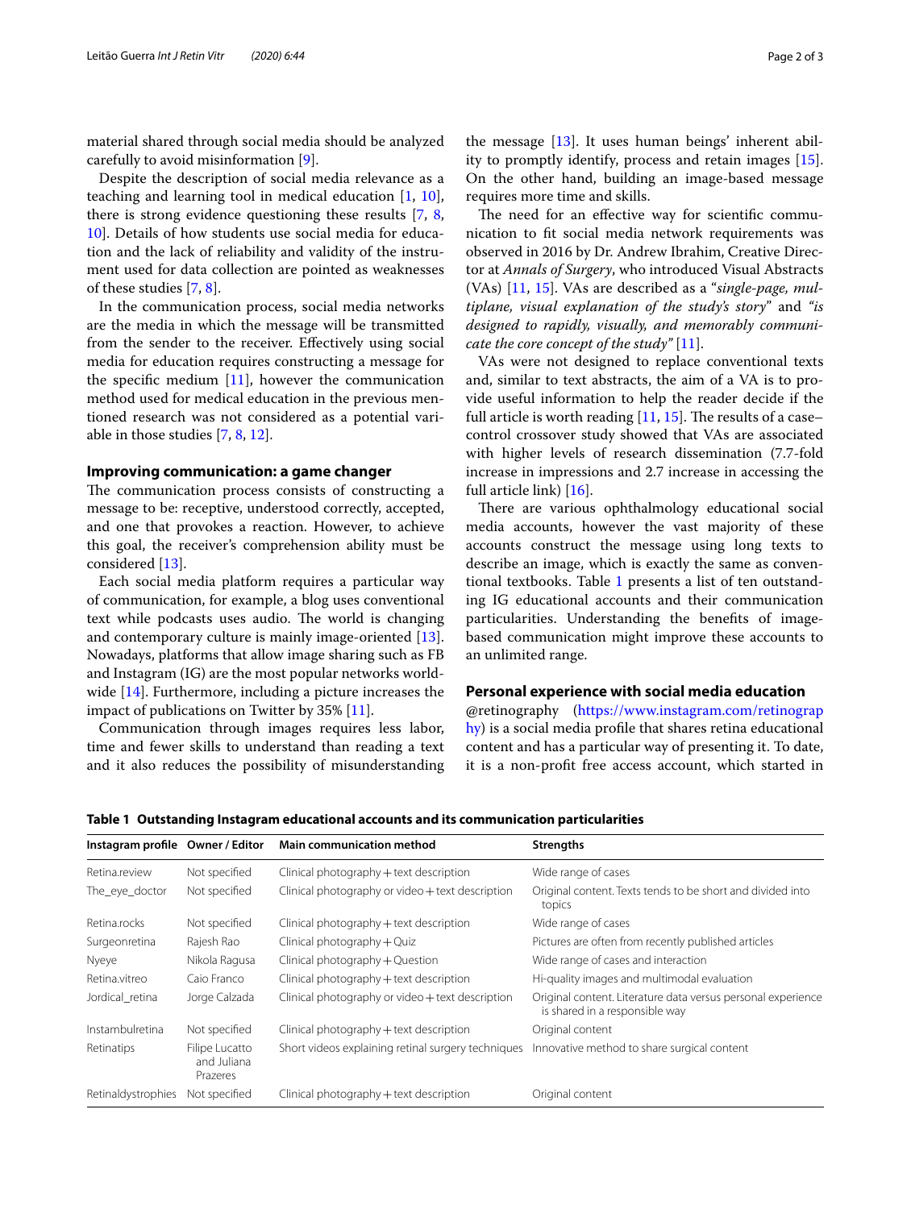material shared through social media should be analyzed carefully to avoid misinformation [9].

Despite the description of social media relevance as a teaching and learning tool in medical education [1, 10], there is strong evidence questioning these results [7, 8, 10]. Details of how students use social media for education and the lack of reliability and validity of the instrument used for data collection are pointed as weaknesses of these studies [7, 8].

In the communication process, social media networks are the media in which the message will be transmitted from the sender to the receiver. Effectively using social media for education requires constructing a message for the specific medium [11], however the communication method used for medical education in the previous mentioned research was not considered as a potential variable in those studies [7, 8, 12].

## Improving communication: a game changer

The communication process consists of constructing a message to be: receptive, understood correctly, accepted, and one that provokes a reaction. However, to achieve this goal, the receiver's comprehension ability must be considered [13].

Each social media platform requires a particular way of communication, for example, a blog uses conventional text while podcasts uses audio. The world is changing and contemporary culture is mainly image-oriented [13]. Nowadays, platforms that allow image sharing such as FB and Instagram (IG) are the most popular networks worldwide [14]. Furthermore, including a picture increases the impact of publications on Twitter by 35% [11].

Communication through images requires less labor, time and fewer skills to understand than reading a text and it also reduces the possibility of misunderstanding the message [13]. It uses human beings' inherent ability to promptly identify, process and retain images [15]. On the other hand, building an image-based message requires more time and skills.

The need for an effective way for scientific communication to fit social media network requirements was observed in 2016 by Dr. Andrew Ibrahim, Creative Director at *Annals of Surgery*, who introduced Visual Abstracts (VAs) [11, 15]. VAs are described as a "*single-page, multiplane, visual explanation of the study's story*" and *"is designed to rapidly, visually, and memorably communicate the core concept of the study"* [11].

VAs were not designed to replace conventional texts and, similar to text abstracts, the aim of a VA is to provide useful information to help the reader decide if the full article is worth reading [11, 15]. The results of a case–control crossover study showed that VAs are associated with higher levels of research dissemination (7.7-fold increase in impressions and 2.7 increase in accessing the full article link) [16].

There are various ophthalmology educational social media accounts, however the vast majority of these accounts construct the message using long texts to describe an image, which is exactly the same as conventional textbooks. Table 1 presents a list of ten outstanding IG educational accounts and their communication particularities. Understanding the benefits of image-based communication might improve these accounts to an unlimited range.

## Personal experience with social media education

@retinography (https://www.instagram.com/retinography) is a social media profile that shares retina educational content and has a particular way of presenting it. To date, it is a non-profit free access account, which started in

**Table 1 Outstanding Instagram educational accounts and its communication particularities**

| Instagram profile | Owner / Editor | Main communication method | Strengths |
|---|---|---|---|
| Retina.review | Not specified | Clinical photography + text description | Wide range of cases |
| The_eye_doctor | Not specified | Clinical photography or video + text description | Original content. Texts tends to be short and divided into topics |
| Retina.rocks | Not specified | Clinical photography + text description | Wide range of cases |
| Surgeonretina | Rajesh Rao | Clinical photography + Quiz | Pictures are often from recently published articles |
| Nyeye | Nikola Ragusa | Clinical photography + Question | Wide range of cases and interaction |
| Retina.vitreo | Caio Franco | Clinical photography + text description | Hi-quality images and multimodal evaluation |
| Jordical_retina | Jorge Calzada | Clinical photography or video + text description | Original content. Literature data versus personal experience is shared in a responsible way |
| Instambulretina | Not specified | Clinical photography + text description | Original content |
| Retinatips | Filipe Lucatto and Juliana Prazeres | Short videos explaining retinal surgery techniques | Innovative method to share surgical content |
| Retinaldystrophies | Not specified | Clinical photography + text description | Original content |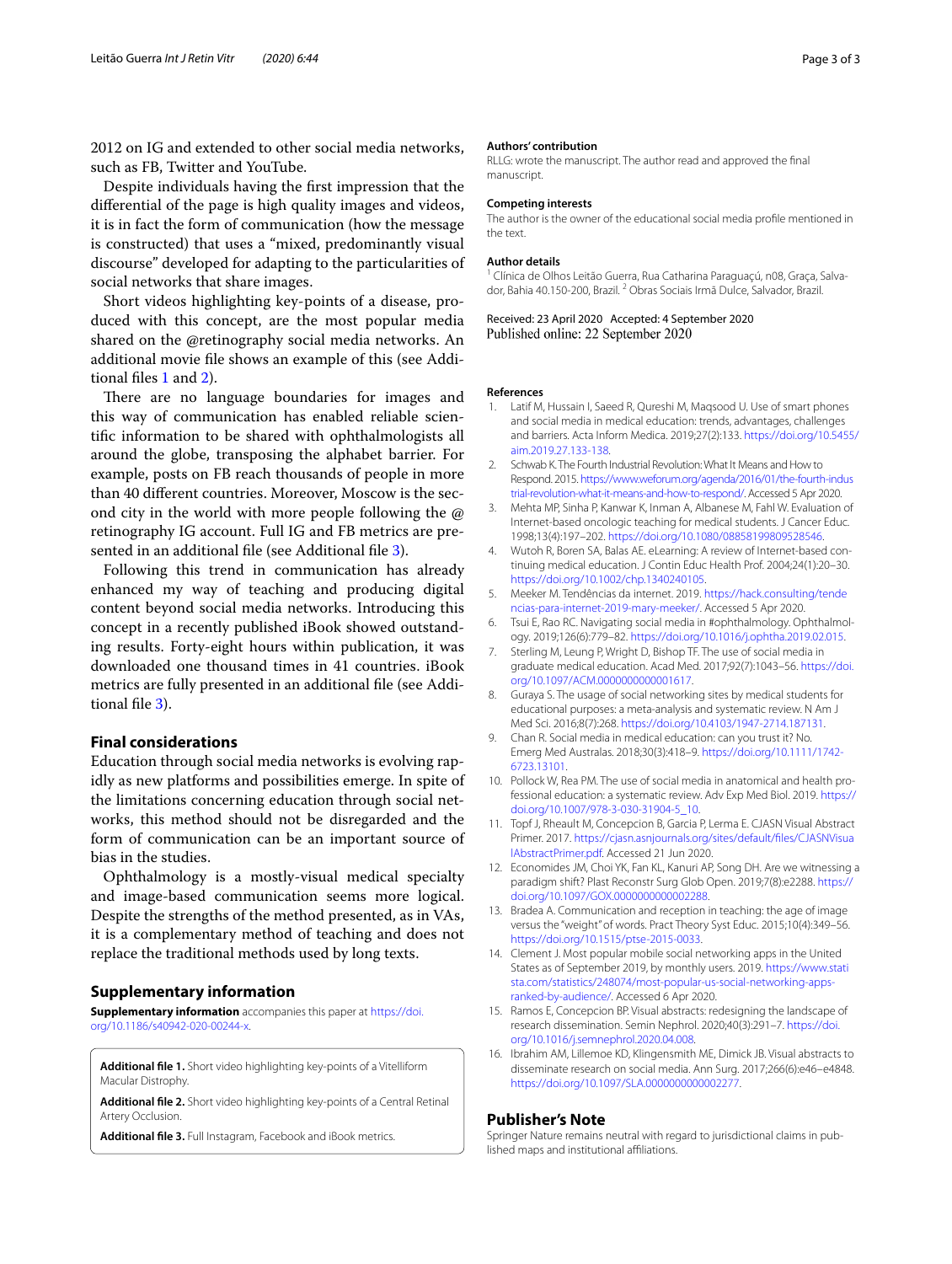2012 on IG and extended to other social media networks, such as FB, Twitter and YouTube.

Despite individuals having the first impression that the differential of the page is high quality images and videos, it is in fact the form of communication (how the message is constructed) that uses a "mixed, predominantly visual discourse" developed for adapting to the particularities of social networks that share images.

Short videos highlighting key-points of a disease, produced with this concept, are the most popular media shared on the @retinography social media networks. An additional movie file shows an example of this (see Additional files 1 and 2).

There are no language boundaries for images and this way of communication has enabled reliable scientific information to be shared with ophthalmologists all around the globe, transposing the alphabet barrier. For example, posts on FB reach thousands of people in more than 40 different countries. Moreover, Moscow is the second city in the world with more people following the @ retinography IG account. Full IG and FB metrics are presented in an additional file (see Additional file 3).

Following this trend in communication has already enhanced my way of teaching and producing digital content beyond social media networks. Introducing this concept in a recently published iBook showed outstanding results. Forty-eight hours within publication, it was downloaded one thousand times in 41 countries. iBook metrics are fully presented in an additional file (see Additional file 3).

## Final considerations

Education through social media networks is evolving rapidly as new platforms and possibilities emerge. In spite of the limitations concerning education through social networks, this method should not be disregarded and the form of communication can be an important source of bias in the studies.

Ophthalmology is a mostly-visual medical specialty and image-based communication seems more logical. Despite the strengths of the method presented, as in VAs, it is a complementary method of teaching and does not replace the traditional methods used by long texts.

## Supplementary information

**Supplementary information** accompanies this paper at https://doi.org/10.1186/s40942-020-00244-x.

**Additional file 1.** Short video highlighting key-points of a Vitelliform Macular Distrophy.

**Additional file 2.** Short video highlighting key-points of a Central Retinal Artery Occlusion.

**Additional file 3.** Full Instagram, Facebook and iBook metrics.

#### Authors' contribution

RLLG: wrote the manuscript. The author read and approved the final manuscript.

#### Competing interests

The author is the owner of the educational social media profile mentioned in the text.

#### Author details

[1] Clínica de Olhos Leitão Guerra, Rua Catharina Paraguaçú, n08, Graça, Salvador, Bahia 40.150-200, Brazil. [2] Obras Sociais Irmã Dulce, Salvador, Brazil.

Received: 23 April 2020 Accepted: 4 September 2020
Published online: 22 September 2020

#### References

1. Latif M, Hussain I, Saeed R, Qureshi M, Maqsood U. Use of smart phones and social media in medical education: trends, advantages, challenges and barriers. Acta Inform Medica. 2019;27(2):133. https://doi.org/10.5455/aim.2019.27.133-138.
2. Schwab K. The Fourth Industrial Revolution: What It Means and How to Respond. 2015. https://www.weforum.org/agenda/2016/01/the-fourth-industrial-revolution-what-it-means-and-how-to-respond/. Accessed 5 Apr 2020.
3. Mehta MP, Sinha P, Kanwar K, Inman A, Albanese M, Fahl W. Evaluation of Internet-based oncologic teaching for medical students. J Cancer Educ. 1998;13(4):197–202. https://doi.org/10.1080/08858199809528546.
4. Wutoh R, Boren SA, Balas AE. eLearning: A review of Internet-based continuing medical education. J Contin Educ Health Prof. 2004;24(1):20–30. https://doi.org/10.1002/chp.1340240105.
5. Meeker M. Tendências da internet. 2019. https://hack.consulting/tendencias-para-internet-2019-mary-meeker/. Accessed 5 Apr 2020.
6. Tsui E, Rao RC. Navigating social media in #ophthalmology. Ophthalmology. 2019;126(6):779–82. https://doi.org/10.1016/j.ophtha.2019.02.015.
7. Sterling M, Leung P, Wright D, Bishop TF. The use of social media in graduate medical education. Acad Med. 2017;92(7):1043–56. https://doi.org/10.1097/ACM.0000000000001617.
8. Guraya S. The usage of social networking sites by medical students for educational purposes: a meta-analysis and systematic review. N Am J Med Sci. 2016;8(7):268. https://doi.org/10.4103/1947-2714.187131.
9. Chan R. Social media in medical education: can you trust it? No. Emerg Med Australas. 2018;30(3):418–9. https://doi.org/10.1111/1742-6723.13101.
10. Pollock W, Rea PM. The use of social media in anatomical and health professional education: a systematic review. Adv Exp Med Biol. 2019. https://doi.org/10.1007/978-3-030-31904-5_10.
11. Topf J, Rheault M, Concepcion B, Garcia P, Lerma E. CJASN Visual Abstract Primer. 2017. https://cjasn.asnjournals.org/sites/default/files/CJASNVisualAbstractPrimer.pdf. Accessed 21 Jun 2020.
12. Economides JM, Choi YK, Fan KL, Kanuri AP, Song DH. Are we witnessing a paradigm shift? Plast Reconstr Surg Glob Open. 2019;7(8):e2288. https://doi.org/10.1097/GOX.0000000000002288.
13. Bradea A. Communication and reception in teaching: the age of image versus the "weight" of words. Pract Theory Syst Educ. 2015;10(4):349–56. https://doi.org/10.1515/ptse-2015-0033.
14. Clement J. Most popular mobile social networking apps in the United States as of September 2019, by monthly users. 2019. https://www.statista.com/statistics/248074/most-popular-us-social-networking-apps-ranked-by-audience/. Accessed 6 Apr 2020.
15. Ramos E, Concepcion BP. Visual abstracts: redesigning the landscape of research dissemination. Semin Nephrol. 2020;40(3):291–7. https://doi.org/10.1016/j.semnephrol.2020.04.008.
16. Ibrahim AM, Lillemoe KD, Klingensmith ME, Dimick JB. Visual abstracts to disseminate research on social media. Ann Surg. 2017;266(6):e46–e4848. https://doi.org/10.1097/SLA.0000000000002277.

## Publisher's Note

Springer Nature remains neutral with regard to jurisdictional claims in published maps and institutional affiliations.